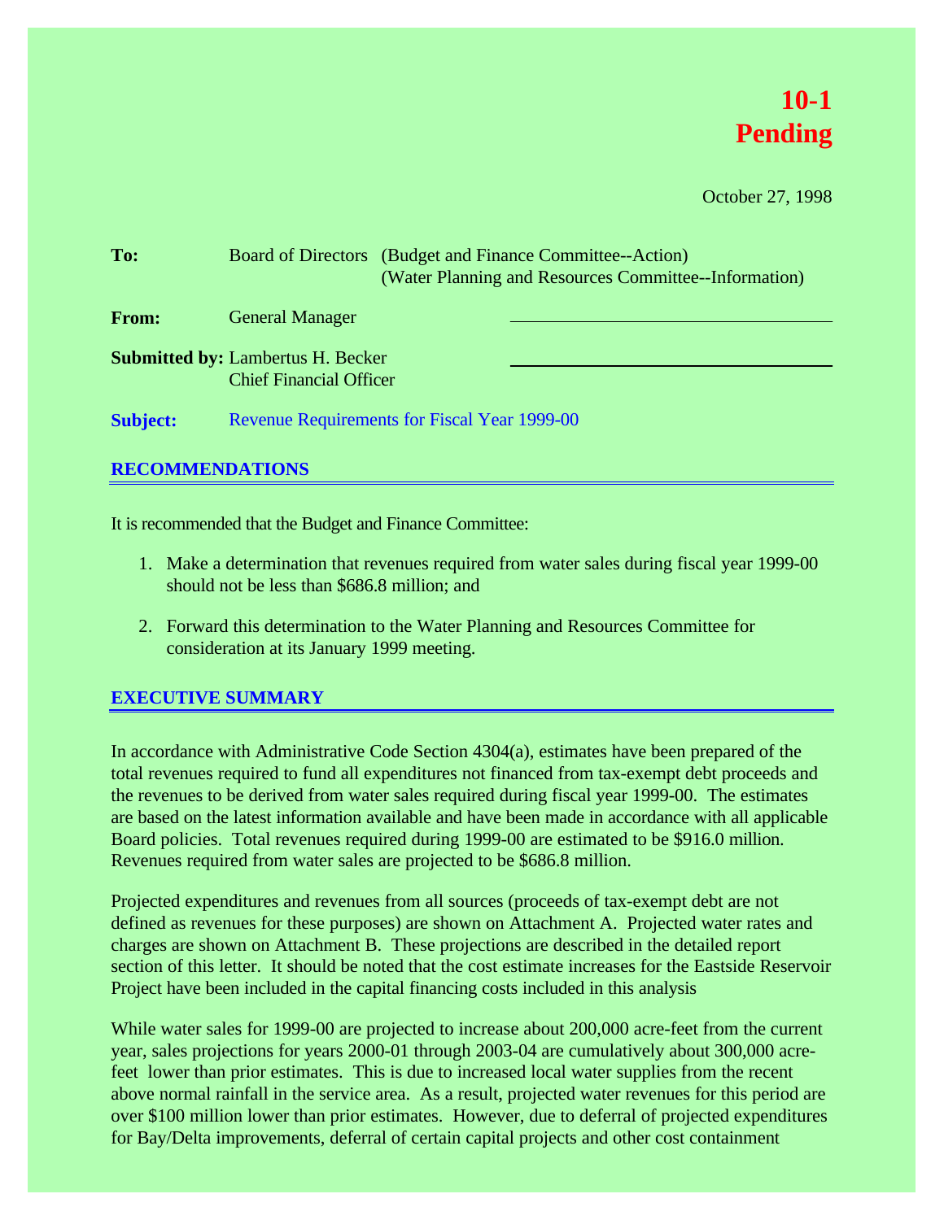**10-1**
**Pending**

October 27, 1998

**To:** Board of Directors (Budget and Finance Committee--Action)
(Water Planning and Resources Committee--Information)

**From:** General Manager

**Submitted by:** Lambertus H. Becker
Chief Financial Officer

**Subject:** Revenue Requirements for Fiscal Year 1999-00

## RECOMMENDATIONS

It is recommended that the Budget and Finance Committee:

1. Make a determination that revenues required from water sales during fiscal year 1999-00 should not be less than $686.8 million; and
2. Forward this determination to the Water Planning and Resources Committee for consideration at its January 1999 meeting.

## EXECUTIVE SUMMARY

In accordance with Administrative Code Section 4304(a), estimates have been prepared of the total revenues required to fund all expenditures not financed from tax-exempt debt proceeds and the revenues to be derived from water sales required during fiscal year 1999-00. The estimates are based on the latest information available and have been made in accordance with all applicable Board policies. Total revenues required during 1999-00 are estimated to be $916.0 million. Revenues required from water sales are projected to be $686.8 million.

Projected expenditures and revenues from all sources (proceeds of tax-exempt debt are not defined as revenues for these purposes) are shown on Attachment A. Projected water rates and charges are shown on Attachment B. These projections are described in the detailed report section of this letter. It should be noted that the cost estimate increases for the Eastside Reservoir Project have been included in the capital financing costs included in this analysis

While water sales for 1999-00 are projected to increase about 200,000 acre-feet from the current year, sales projections for years 2000-01 through 2003-04 are cumulatively about 300,000 acre-feet lower than prior estimates. This is due to increased local water supplies from the recent above normal rainfall in the service area. As a result, projected water revenues for this period are over $100 million lower than prior estimates. However, due to deferral of projected expenditures for Bay/Delta improvements, deferral of certain capital projects and other cost containment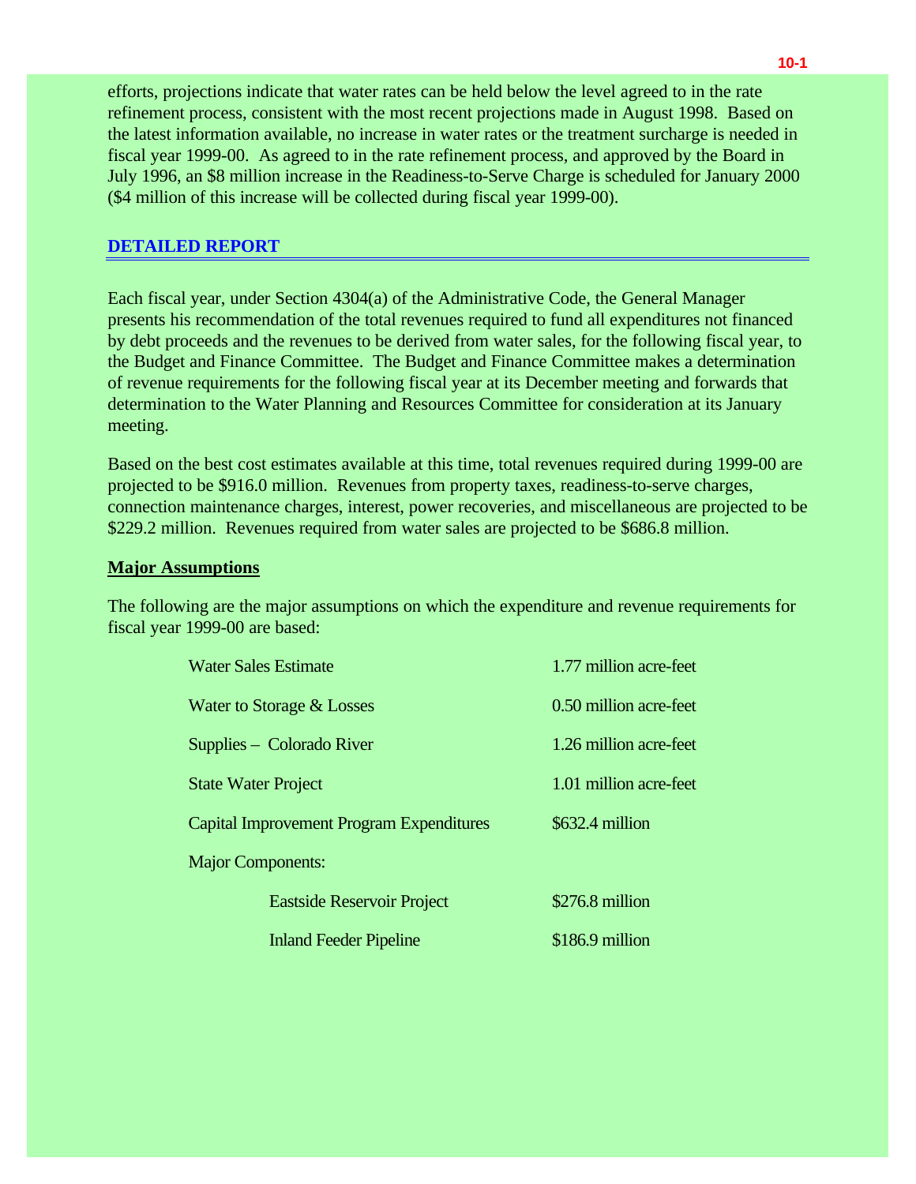efforts, projections indicate that water rates can be held below the level agreed to in the rate refinement process, consistent with the most recent projections made in August 1998. Based on the latest information available, no increase in water rates or the treatment surcharge is needed in fiscal year 1999-00. As agreed to in the rate refinement process, and approved by the Board in July 1996, an $8 million increase in the Readiness-to-Serve Charge is scheduled for January 2000 ($4 million of this increase will be collected during fiscal year 1999-00).

## DETAILED REPORT

Each fiscal year, under Section 4304(a) of the Administrative Code, the General Manager presents his recommendation of the total revenues required to fund all expenditures not financed by debt proceeds and the revenues to be derived from water sales, for the following fiscal year, to the Budget and Finance Committee. The Budget and Finance Committee makes a determination of revenue requirements for the following fiscal year at its December meeting and forwards that determination to the Water Planning and Resources Committee for consideration at its January meeting.

Based on the best cost estimates available at this time, total revenues required during 1999-00 are projected to be $916.0 million. Revenues from property taxes, readiness-to-serve charges, connection maintenance charges, interest, power recoveries, and miscellaneous are projected to be $229.2 million. Revenues required from water sales are projected to be $686.8 million.

### Major Assumptions

The following are the major assumptions on which the expenditure and revenue requirements for fiscal year 1999-00 are based:

| | |
|---|---|
| Water Sales Estimate | 1.77 million acre-feet |
| Water to Storage & Losses | 0.50 million acre-feet |
| Supplies – Colorado River | 1.26 million acre-feet |
| State Water Project | 1.01 million acre-feet |
| Capital Improvement Program Expenditures | $632.4 million |
| Major Components: | |
| Eastside Reservoir Project | $276.8 million |
| Inland Feeder Pipeline | $186.9 million |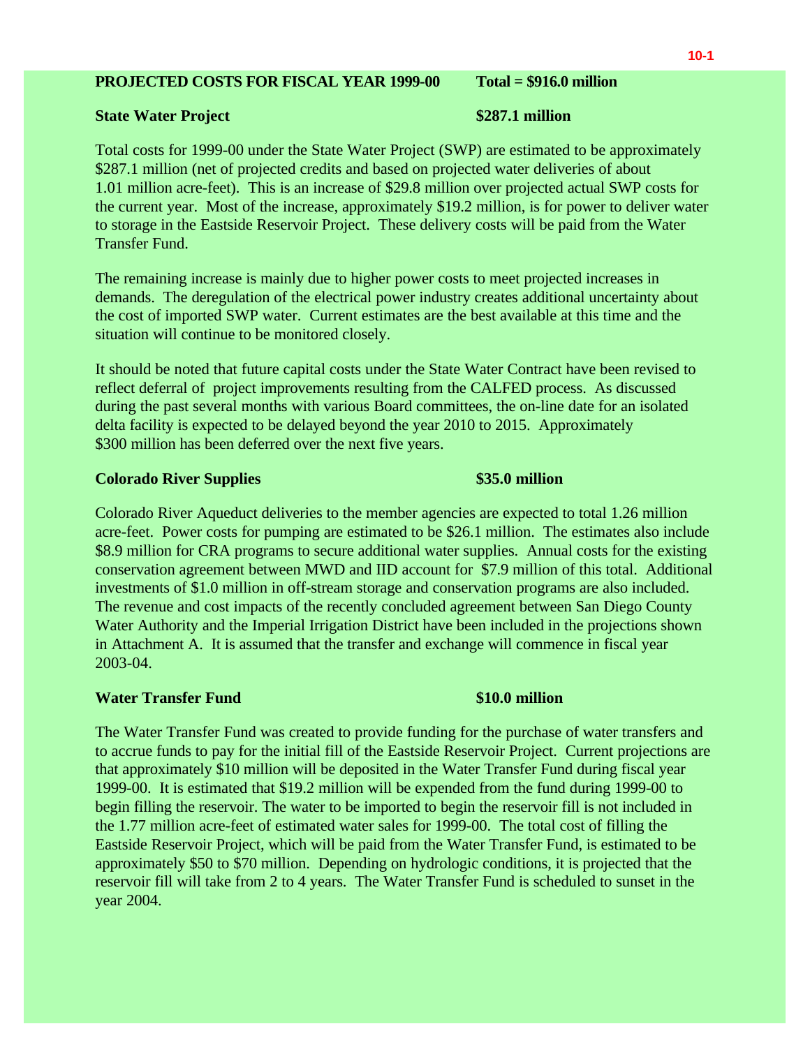**PROJECTED COSTS FOR FISCAL YEAR 1999-00 Total = $916.0 million**

**State Water Project $287.1 million**

Total costs for 1999-00 under the State Water Project (SWP) are estimated to be approximately $287.1 million (net of projected credits and based on projected water deliveries of about 1.01 million acre-feet). This is an increase of $29.8 million over projected actual SWP costs for the current year. Most of the increase, approximately $19.2 million, is for power to deliver water to storage in the Eastside Reservoir Project. These delivery costs will be paid from the Water Transfer Fund.

The remaining increase is mainly due to higher power costs to meet projected increases in demands. The deregulation of the electrical power industry creates additional uncertainty about the cost of imported SWP water. Current estimates are the best available at this time and the situation will continue to be monitored closely.

It should be noted that future capital costs under the State Water Contract have been revised to reflect deferral of project improvements resulting from the CALFED process. As discussed during the past several months with various Board committees, the on-line date for an isolated delta facility is expected to be delayed beyond the year 2010 to 2015. Approximately $300 million has been deferred over the next five years.

**Colorado River Supplies $35.0 million**

Colorado River Aqueduct deliveries to the member agencies are expected to total 1.26 million acre-feet. Power costs for pumping are estimated to be $26.1 million. The estimates also include $8.9 million for CRA programs to secure additional water supplies. Annual costs for the existing conservation agreement between MWD and IID account for $7.9 million of this total. Additional investments of $1.0 million in off-stream storage and conservation programs are also included. The revenue and cost impacts of the recently concluded agreement between San Diego County Water Authority and the Imperial Irrigation District have been included in the projections shown in Attachment A. It is assumed that the transfer and exchange will commence in fiscal year 2003-04.

**Water Transfer Fund $10.0 million**

The Water Transfer Fund was created to provide funding for the purchase of water transfers and to accrue funds to pay for the initial fill of the Eastside Reservoir Project. Current projections are that approximately $10 million will be deposited in the Water Transfer Fund during fiscal year 1999-00. It is estimated that $19.2 million will be expended from the fund during 1999-00 to begin filling the reservoir. The water to be imported to begin the reservoir fill is not included in the 1.77 million acre-feet of estimated water sales for 1999-00. The total cost of filling the Eastside Reservoir Project, which will be paid from the Water Transfer Fund, is estimated to be approximately $50 to $70 million. Depending on hydrologic conditions, it is projected that the reservoir fill will take from 2 to 4 years. The Water Transfer Fund is scheduled to sunset in the year 2004.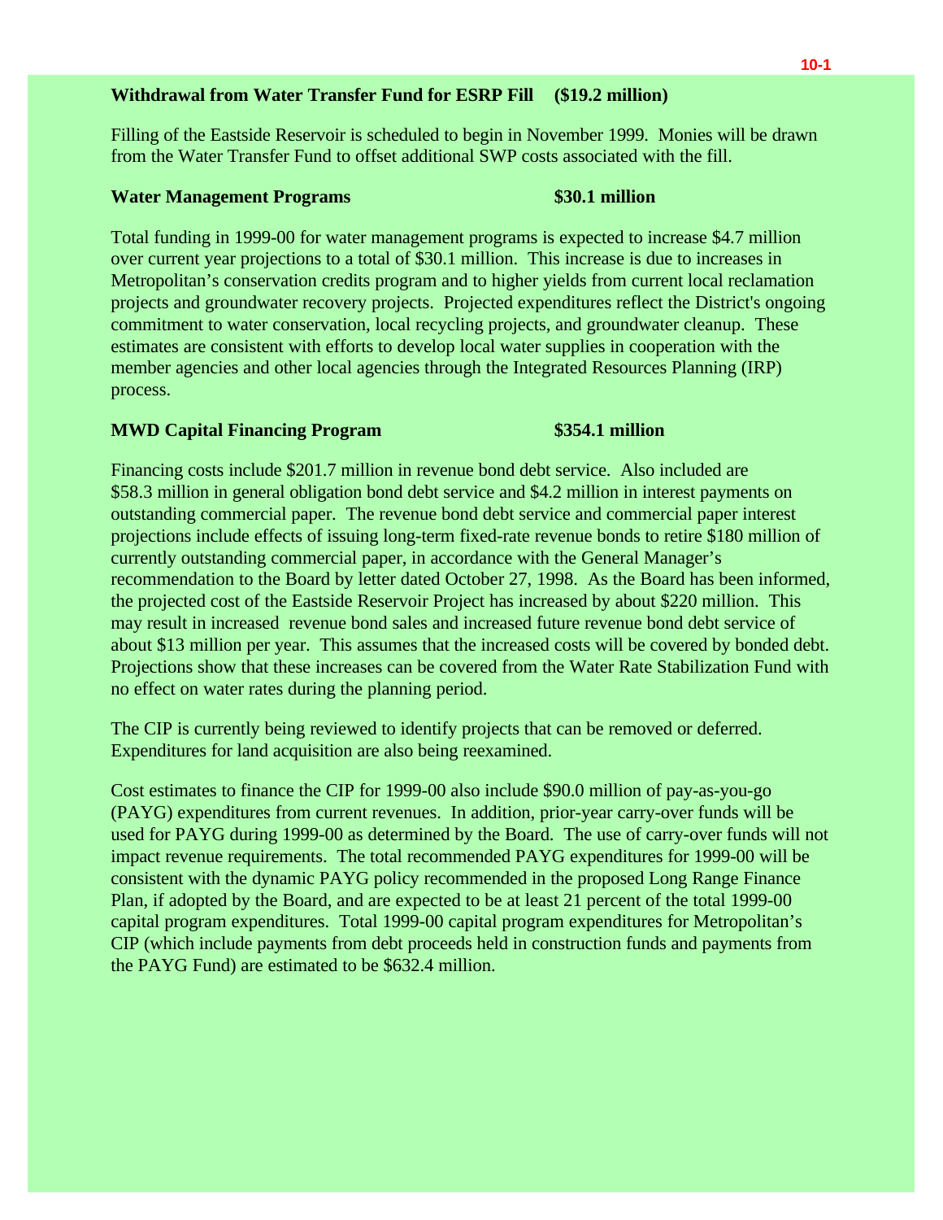**Withdrawal from Water Transfer Fund for ESRP Fill (\$19.2 million)**

Filling of the Eastside Reservoir is scheduled to begin in November 1999. Monies will be drawn from the Water Transfer Fund to offset additional SWP costs associated with the fill.

**Water Management Programs \$30.1 million**

Total funding in 1999-00 for water management programs is expected to increase \$4.7 million over current year projections to a total of \$30.1 million. This increase is due to increases in Metropolitan's conservation credits program and to higher yields from current local reclamation projects and groundwater recovery projects. Projected expenditures reflect the District's ongoing commitment to water conservation, local recycling projects, and groundwater cleanup. These estimates are consistent with efforts to develop local water supplies in cooperation with the member agencies and other local agencies through the Integrated Resources Planning (IRP) process.

**MWD Capital Financing Program \$354.1 million**

Financing costs include \$201.7 million in revenue bond debt service. Also included are \$58.3 million in general obligation bond debt service and \$4.2 million in interest payments on outstanding commercial paper. The revenue bond debt service and commercial paper interest projections include effects of issuing long-term fixed-rate revenue bonds to retire \$180 million of currently outstanding commercial paper, in accordance with the General Manager's recommendation to the Board by letter dated October 27, 1998. As the Board has been informed, the projected cost of the Eastside Reservoir Project has increased by about \$220 million. This may result in increased revenue bond sales and increased future revenue bond debt service of about \$13 million per year. This assumes that the increased costs will be covered by bonded debt. Projections show that these increases can be covered from the Water Rate Stabilization Fund with no effect on water rates during the planning period.

The CIP is currently being reviewed to identify projects that can be removed or deferred. Expenditures for land acquisition are also being reexamined.

Cost estimates to finance the CIP for 1999-00 also include \$90.0 million of pay-as-you-go (PAYG) expenditures from current revenues. In addition, prior-year carry-over funds will be used for PAYG during 1999-00 as determined by the Board. The use of carry-over funds will not impact revenue requirements. The total recommended PAYG expenditures for 1999-00 will be consistent with the dynamic PAYG policy recommended in the proposed Long Range Finance Plan, if adopted by the Board, and are expected to be at least 21 percent of the total 1999-00 capital program expenditures. Total 1999-00 capital program expenditures for Metropolitan's CIP (which include payments from debt proceeds held in construction funds and payments from the PAYG Fund) are estimated to be \$632.4 million.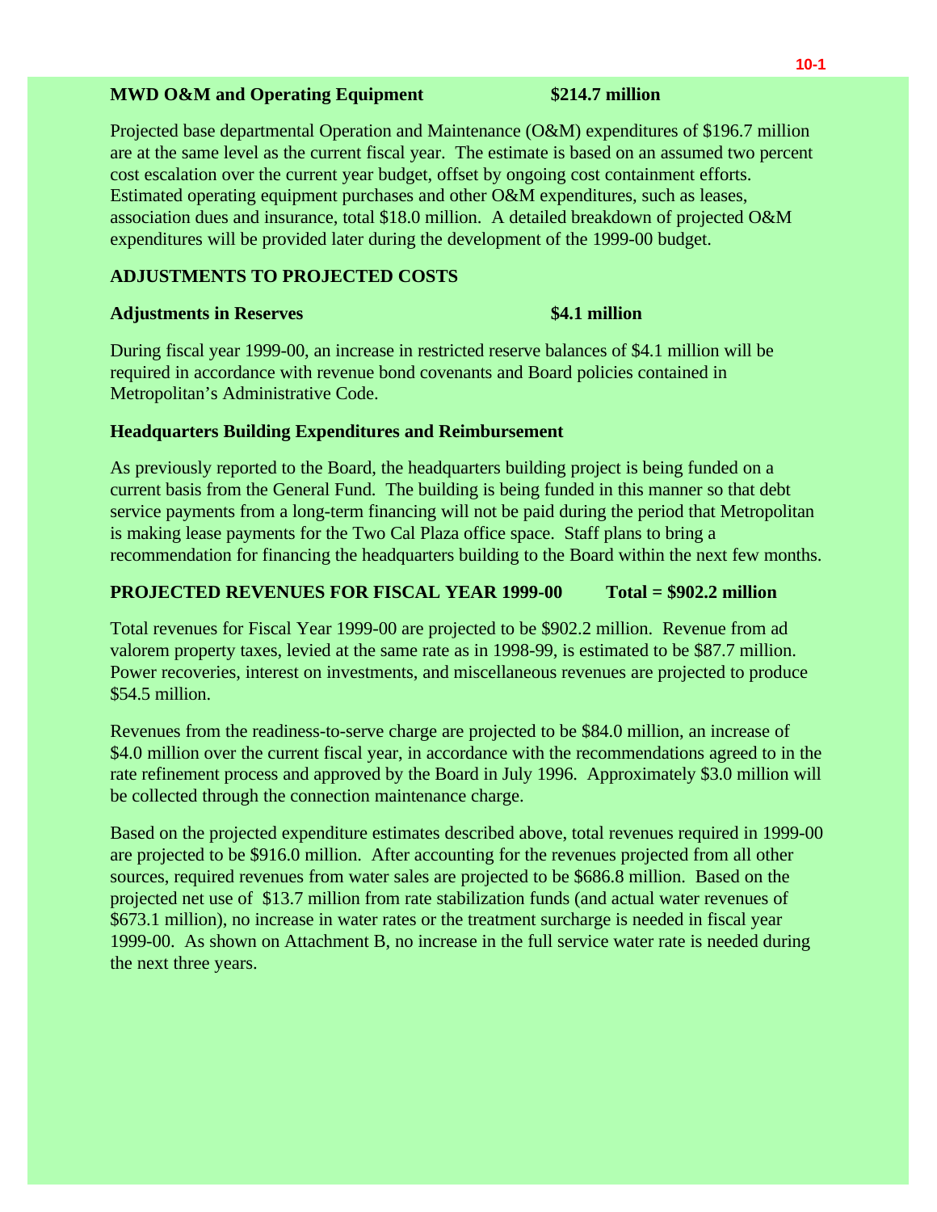**MWD O&M and Operating Equipment** **$214.7 million**

Projected base departmental Operation and Maintenance (O&M) expenditures of $196.7 million are at the same level as the current fiscal year. The estimate is based on an assumed two percent cost escalation over the current year budget, offset by ongoing cost containment efforts. Estimated operating equipment purchases and other O&M expenditures, such as leases, association dues and insurance, total $18.0 million. A detailed breakdown of projected O&M expenditures will be provided later during the development of the 1999-00 budget.

## ADJUSTMENTS TO PROJECTED COSTS

**Adjustments in Reserves** **$4.1 million**

During fiscal year 1999-00, an increase in restricted reserve balances of $4.1 million will be required in accordance with revenue bond covenants and Board policies contained in Metropolitan's Administrative Code.

**Headquarters Building Expenditures and Reimbursement**

As previously reported to the Board, the headquarters building project is being funded on a current basis from the General Fund. The building is being funded in this manner so that debt service payments from a long-term financing will not be paid during the period that Metropolitan is making lease payments for the Two Cal Plaza office space. Staff plans to bring a recommendation for financing the headquarters building to the Board within the next few months.

## PROJECTED REVENUES FOR FISCAL YEAR 1999-00 Total = $902.2 million

Total revenues for Fiscal Year 1999-00 are projected to be $902.2 million. Revenue from ad valorem property taxes, levied at the same rate as in 1998-99, is estimated to be $87.7 million. Power recoveries, interest on investments, and miscellaneous revenues are projected to produce $54.5 million.

Revenues from the readiness-to-serve charge are projected to be $84.0 million, an increase of $4.0 million over the current fiscal year, in accordance with the recommendations agreed to in the rate refinement process and approved by the Board in July 1996. Approximately $3.0 million will be collected through the connection maintenance charge.

Based on the projected expenditure estimates described above, total revenues required in 1999-00 are projected to be $916.0 million. After accounting for the revenues projected from all other sources, required revenues from water sales are projected to be $686.8 million. Based on the projected net use of $13.7 million from rate stabilization funds (and actual water revenues of $673.1 million), no increase in water rates or the treatment surcharge is needed in fiscal year 1999-00. As shown on Attachment B, no increase in the full service water rate is needed during the next three years.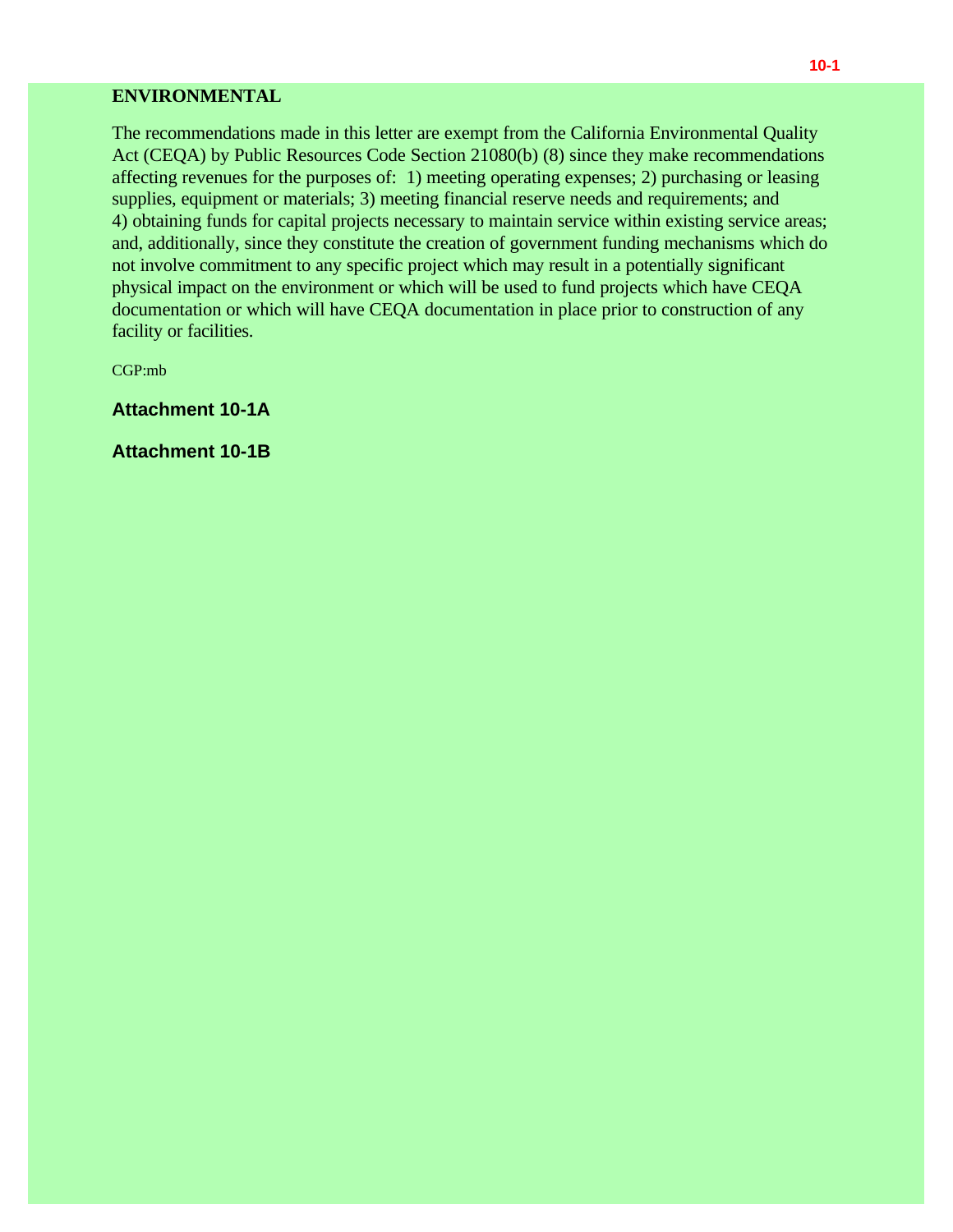10-1

**ENVIRONMENTAL**

The recommendations made in this letter are exempt from the California Environmental Quality Act (CEQA) by Public Resources Code Section 21080(b) (8) since they make recommendations affecting revenues for the purposes of: 1) meeting operating expenses; 2) purchasing or leasing supplies, equipment or materials; 3) meeting financial reserve needs and requirements; and 4) obtaining funds for capital projects necessary to maintain service within existing service areas; and, additionally, since they constitute the creation of government funding mechanisms which do not involve commitment to any specific project which may result in a potentially significant physical impact on the environment or which will be used to fund projects which have CEQA documentation or which will have CEQA documentation in place prior to construction of any facility or facilities.

CGP:mb

**Attachment 10-1A**

**Attachment 10-1B**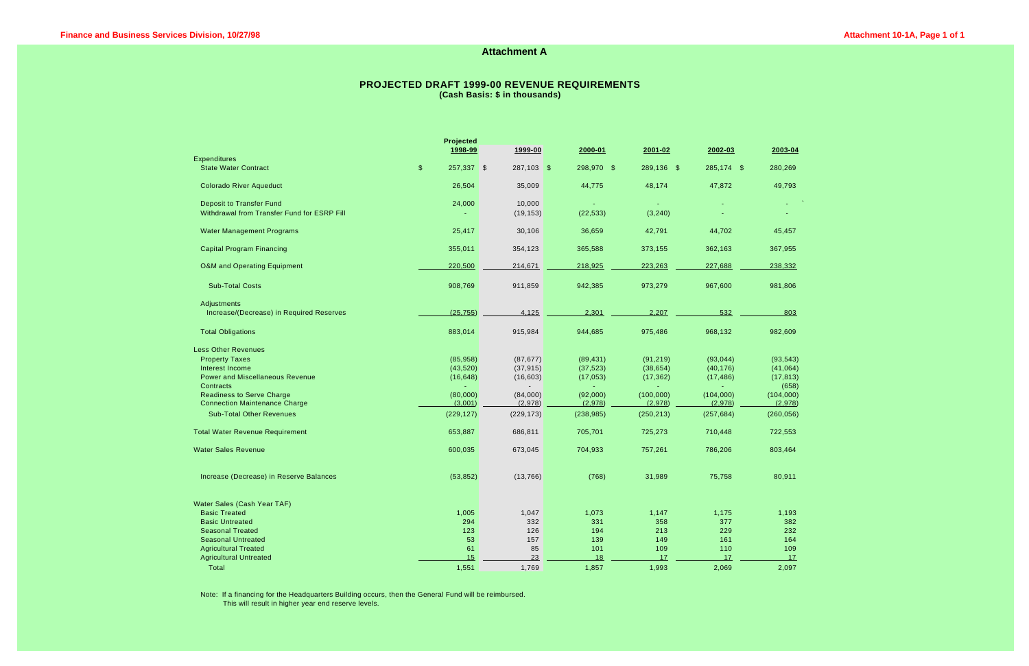## Attachment A

### PROJECTED DRAFT 1999-00 REVENUE REQUIREMENTS
**(Cash Basis: $ in thousands)**

| | Projected 1998-99 | 1999-00 | 2000-01 | 2001-02 | 2002-03 | 2003-04 |
|---|---|---|---|---|---|---|
| **Expenditures** | | | | | | |
| State Water Contract | $ 257,337 | $ 287,103 | $ 298,970 | $ 289,136 | $ 285,174 | $ 280,269 |
| Colorado River Aqueduct | 26,504 | 35,009 | 44,775 | 48,174 | 47,872 | 49,793 |
| Deposit to Transfer Fund | 24,000 | 10,000 | - | - | - | - |
| Withdrawal from Transfer Fund for ESRP Fill | - | (19,153) | (22,533) | (3,240) | - | - |
| Water Management Programs | 25,417 | 30,106 | 36,659 | 42,791 | 44,702 | 45,457 |
| Capital Program Financing | 355,011 | 354,123 | 365,588 | 373,155 | 362,163 | 367,955 |
| O&M and Operating Equipment | 220,500 | 214,671 | 218,925 | 223,263 | 227,688 | 238,332 |
| Sub-Total Costs | 908,769 | 911,859 | 942,385 | 973,279 | 967,600 | 981,806 |
| **Adjustments** | | | | | | |
| Increase/(Decrease) in Required Reserves | (25,755) | 4,125 | 2,301 | 2,207 | 532 | 803 |
| Total Obligations | 883,014 | 915,984 | 944,685 | 975,486 | 968,132 | 982,609 |
| **Less Other Revenues** | | | | | | |
| Property Taxes | (85,958) | (87,677) | (89,431) | (91,219) | (93,044) | (93,543) |
| Interest Income | (43,520) | (37,915) | (37,523) | (38,654) | (40,176) | (41,064) |
| Power and Miscellaneous Revenue | (16,648) | (16,603) | (17,053) | (17,362) | (17,486) | (17,813) |
| Contracts | - | - | - | - | - | (658) |
| Readiness to Serve Charge | (80,000) | (84,000) | (92,000) | (100,000) | (104,000) | (104,000) |
| Connection Maintenance Charge | (3,001) | (2,978) | (2,978) | (2,978) | (2,978) | (2,978) |
| Sub-Total Other Revenues | (229,127) | (229,173) | (238,985) | (250,213) | (257,684) | (260,056) |
| Total Water Revenue Requirement | 653,887 | 686,811 | 705,701 | 725,273 | 710,448 | 722,553 |
| Water Sales Revenue | 600,035 | 673,045 | 704,933 | 757,261 | 786,206 | 803,464 |
| Increase (Decrease) in Reserve Balances | (53,852) | (13,766) | (768) | 31,989 | 75,758 | 80,911 |
| **Water Sales (Cash Year TAF)** | | | | | | |
| Basic Treated | 1,005 | 1,047 | 1,073 | 1,147 | 1,175 | 1,193 |
| Basic Untreated | 294 | 332 | 331 | 358 | 377 | 382 |
| Seasonal Treated | 123 | 126 | 194 | 213 | 229 | 232 |
| Seasonal Untreated | 53 | 157 | 139 | 149 | 161 | 164 |
| Agricultural Treated | 61 | 85 | 101 | 109 | 110 | 109 |
| Agricultural Untreated | 15 | 23 | 18 | 17 | 17 | 17 |
| Total | 1,551 | 1,769 | 1,857 | 1,993 | 2,069 | 2,097 |

Note: If a financing for the Headquarters Building occurs, then the General Fund will be reimbursed. This will result in higher year end reserve levels.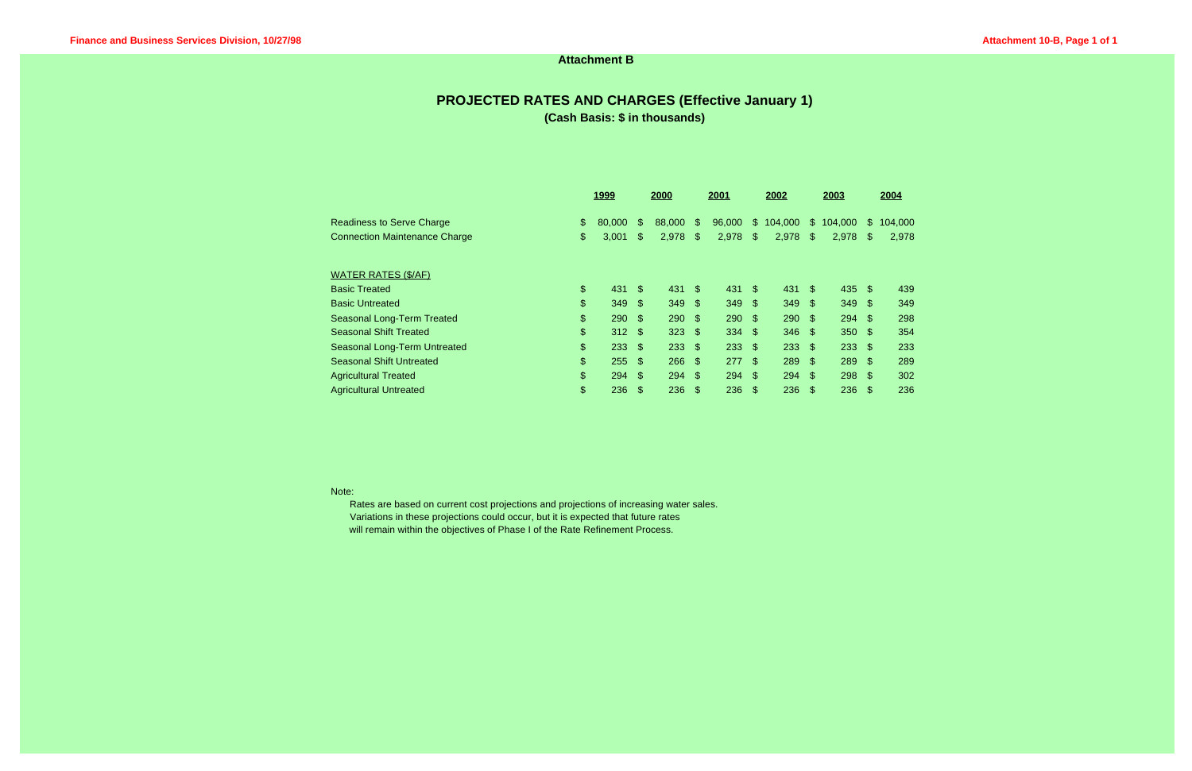Attachment B

## PROJECTED RATES AND CHARGES (Effective January 1)

**(Cash Basis: $ in thousands)**

| | 1999 | 2000 | 2001 | 2002 | 2003 | 2004 |
|---|---|---|---|---|---|---|
| Readiness to Serve Charge | $ 80,000 | $ 88,000 | $ 96,000 | $ 104,000 | $ 104,000 | $ 104,000 |
| Connection Maintenance Charge | $ 3,001 | $ 2,978 | $ 2,978 | $ 2,978 | $ 2,978 | $ 2,978 |
| WATER RATES ($/AF) | | | | | | |
| Basic Treated | $ 431 | $ 431 | $ 431 | $ 431 | $ 435 | $ 439 |
| Basic Untreated | $ 349 | $ 349 | $ 349 | $ 349 | $ 349 | $ 349 |
| Seasonal Long-Term Treated | $ 290 | $ 290 | $ 290 | $ 290 | $ 294 | $ 298 |
| Seasonal Shift Treated | $ 312 | $ 323 | $ 334 | $ 346 | $ 350 | $ 354 |
| Seasonal Long-Term Untreated | $ 233 | $ 233 | $ 233 | $ 233 | $ 233 | $ 233 |
| Seasonal Shift Untreated | $ 255 | $ 266 | $ 277 | $ 289 | $ 289 | $ 289 |
| Agricultural Treated | $ 294 | $ 294 | $ 294 | $ 294 | $ 298 | $ 302 |
| Agricultural Untreated | $ 236 | $ 236 | $ 236 | $ 236 | $ 236 | $ 236 |

Note:

Rates are based on current cost projections and projections of increasing water sales. Variations in these projections could occur, but it is expected that future rates will remain within the objectives of Phase I of the Rate Refinement Process.